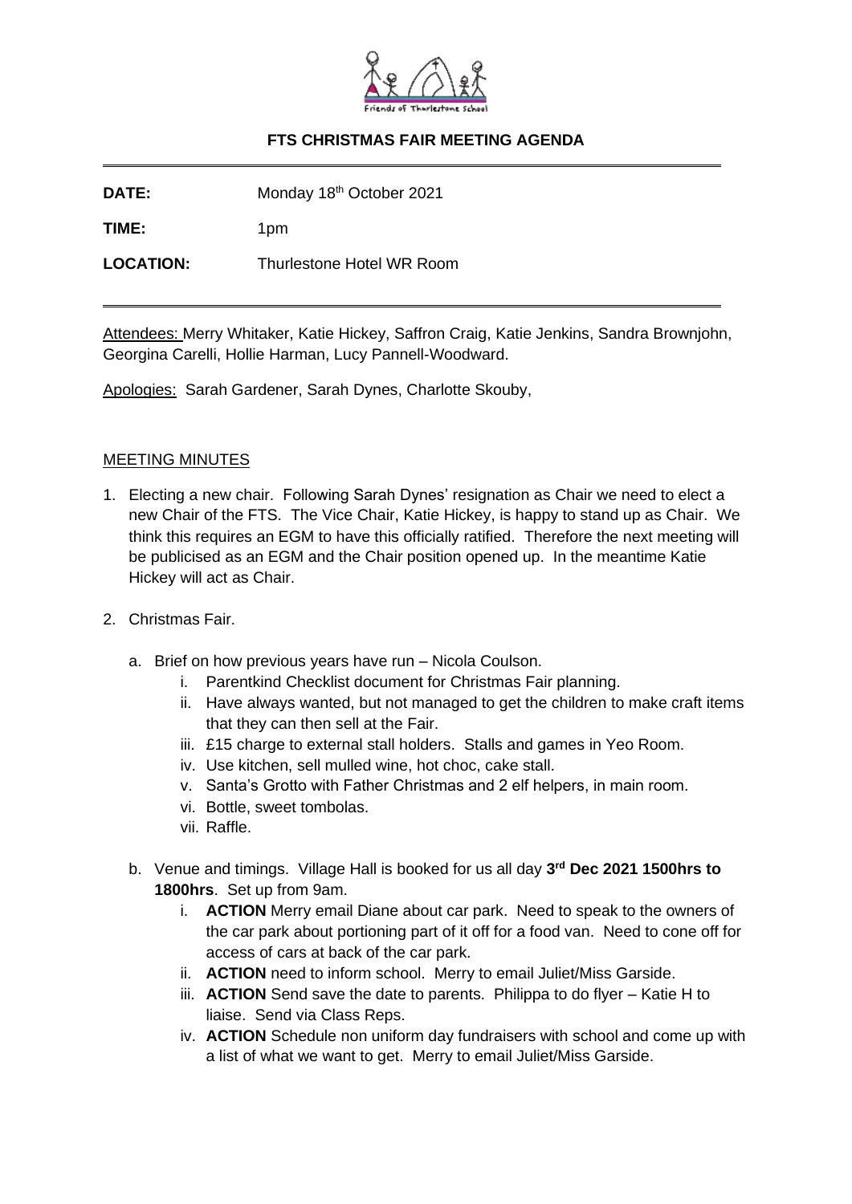## FTS CHRISTMAS FAIR MEETING AGENDA

**DATE:** Monday 18th October 2021

**TIME:** 1pm

**LOCATION:** Thurlestone Hotel WR Room

Attendees: Merry Whitaker, Katie Hickey, Saffron Craig, Katie Jenkins, Sandra Brownjohn, Georgina Carelli, Hollie Harman, Lucy Pannell-Woodward.

Apologies: Sarah Gardener, Sarah Dynes, Charlotte Skouby,

MEETING MINUTES

1. Electing a new chair. Following Sarah Dynes' resignation as Chair we need to elect a new Chair of the FTS. The Vice Chair, Katie Hickey, is happy to stand up as Chair. We think this requires an EGM to have this officially ratified. Therefore the next meeting will be publicised as an EGM and the Chair position opened up. In the meantime Katie Hickey will act as Chair.

2. Christmas Fair.

   a. Brief on how previous years have run – Nicola Coulson.
      i. Parentkind Checklist document for Christmas Fair planning.
      ii. Have always wanted, but not managed to get the children to make craft items that they can then sell at the Fair.
      iii. £15 charge to external stall holders. Stalls and games in Yeo Room.
      iv. Use kitchen, sell mulled wine, hot choc, cake stall.
      v. Santa's Grotto with Father Christmas and 2 elf helpers, in main room.
      vi. Bottle, sweet tombolas.
      vii. Raffle.

   b. Venue and timings. Village Hall is booked for us all day **3rd Dec 2021 1500hrs to 1800hrs**. Set up from 9am.
      i. **ACTION** Merry email Diane about car park. Need to speak to the owners of the car park about portioning part of it off for a food van. Need to cone off for access of cars at back of the car park.
      ii. **ACTION** need to inform school. Merry to email Juliet/Miss Garside.
      iii. **ACTION** Send save the date to parents. Philippa to do flyer – Katie H to liaise. Send via Class Reps.
      iv. **ACTION** Schedule non uniform day fundraisers with school and come up with a list of what we want to get. Merry to email Juliet/Miss Garside.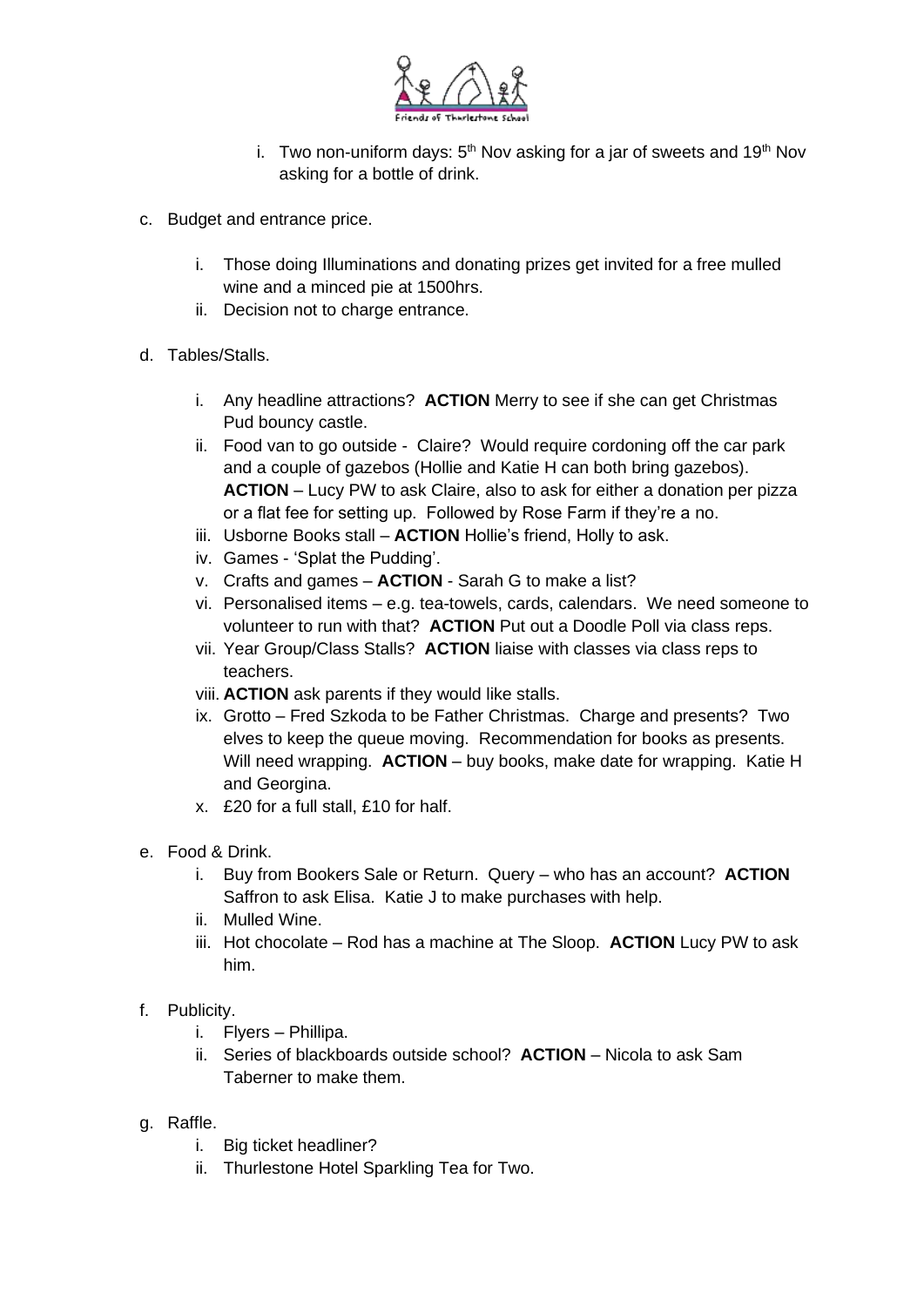i. Two non-uniform days: 5th Nov asking for a jar of sweets and 19th Nov asking for a bottle of drink.

c. Budget and entrance price.

   i. Those doing Illuminations and donating prizes get invited for a free mulled wine and a minced pie at 1500hrs.
   ii. Decision not to charge entrance.

d. Tables/Stalls.

   i. Any headline attractions? **ACTION** Merry to see if she can get Christmas Pud bouncy castle.
   ii. Food van to go outside - Claire? Would require cordoning off the car park and a couple of gazebos (Hollie and Katie H can both bring gazebos). **ACTION** – Lucy PW to ask Claire, also to ask for either a donation per pizza or a flat fee for setting up. Followed by Rose Farm if they're a no.
   iii. Usborne Books stall – **ACTION** Hollie's friend, Holly to ask.
   iv. Games - 'Splat the Pudding'.
   v. Crafts and games – **ACTION** - Sarah G to make a list?
   vi. Personalised items – e.g. tea-towels, cards, calendars. We need someone to volunteer to run with that? **ACTION** Put out a Doodle Poll via class reps.
   vii. Year Group/Class Stalls? **ACTION** liaise with classes via class reps to teachers.
   viii. **ACTION** ask parents if they would like stalls.
   ix. Grotto – Fred Szkoda to be Father Christmas. Charge and presents? Two elves to keep the queue moving. Recommendation for books as presents. Will need wrapping. **ACTION** – buy books, make date for wrapping. Katie H and Georgina.
   x. £20 for a full stall, £10 for half.

e. Food & Drink.
   i. Buy from Bookers Sale or Return. Query – who has an account? **ACTION** Saffron to ask Elisa. Katie J to make purchases with help.
   ii. Mulled Wine.
   iii. Hot chocolate – Rod has a machine at The Sloop. **ACTION** Lucy PW to ask him.

f. Publicity.
   i. Flyers – Phillipa.
   ii. Series of blackboards outside school? **ACTION** – Nicola to ask Sam Taberner to make them.

g. Raffle.
   i. Big ticket headliner?
   ii. Thurlestone Hotel Sparkling Tea for Two.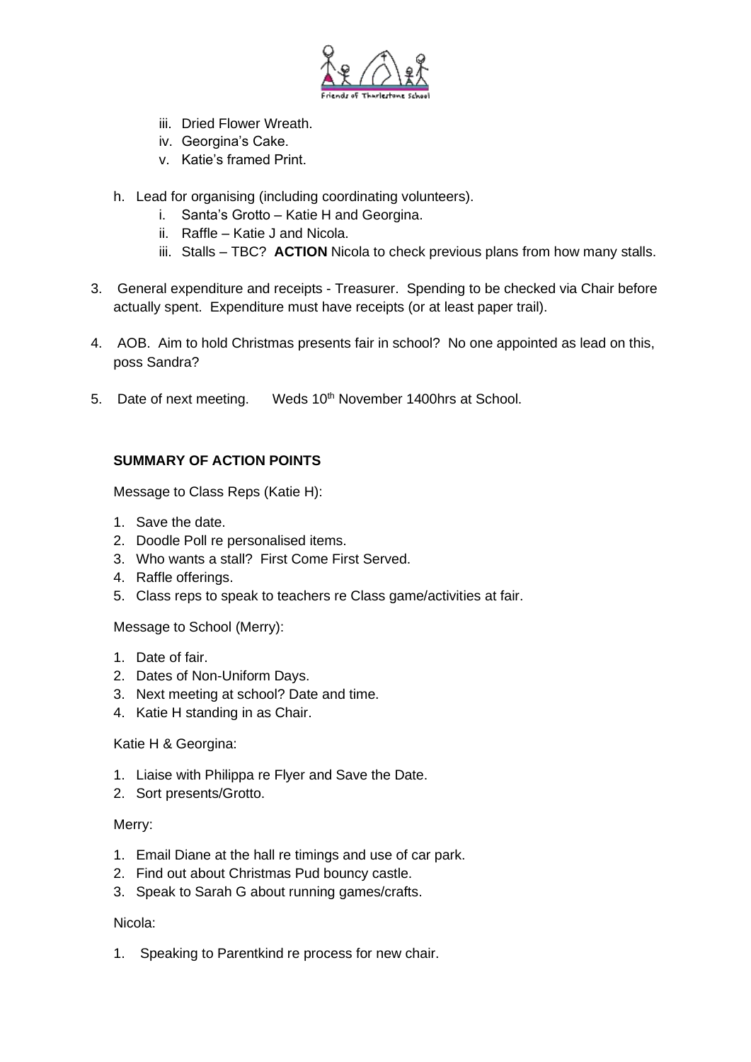iii. Dried Flower Wreath.
iv. Georgina's Cake.
v. Katie's framed Print.

h. Lead for organising (including coordinating volunteers).
   i. Santa's Grotto – Katie H and Georgina.
   ii. Raffle – Katie J and Nicola.
   iii. Stalls – TBC? **ACTION** Nicola to check previous plans from how many stalls.

3. General expenditure and receipts - Treasurer. Spending to be checked via Chair before actually spent. Expenditure must have receipts (or at least paper trail).

4. AOB. Aim to hold Christmas presents fair in school? No one appointed as lead on this, poss Sandra?

5. Date of next meeting. Weds 10th November 1400hrs at School.

**SUMMARY OF ACTION POINTS**

Message to Class Reps (Katie H):

1. Save the date.
2. Doodle Poll re personalised items.
3. Who wants a stall? First Come First Served.
4. Raffle offerings.
5. Class reps to speak to teachers re Class game/activities at fair.

Message to School (Merry):

1. Date of fair.
2. Dates of Non-Uniform Days.
3. Next meeting at school? Date and time.
4. Katie H standing in as Chair.

Katie H & Georgina:

1. Liaise with Philippa re Flyer and Save the Date.
2. Sort presents/Grotto.

Merry:

1. Email Diane at the hall re timings and use of car park.
2. Find out about Christmas Pud bouncy castle.
3. Speak to Sarah G about running games/crafts.

Nicola:

1. Speaking to Parentkind re process for new chair.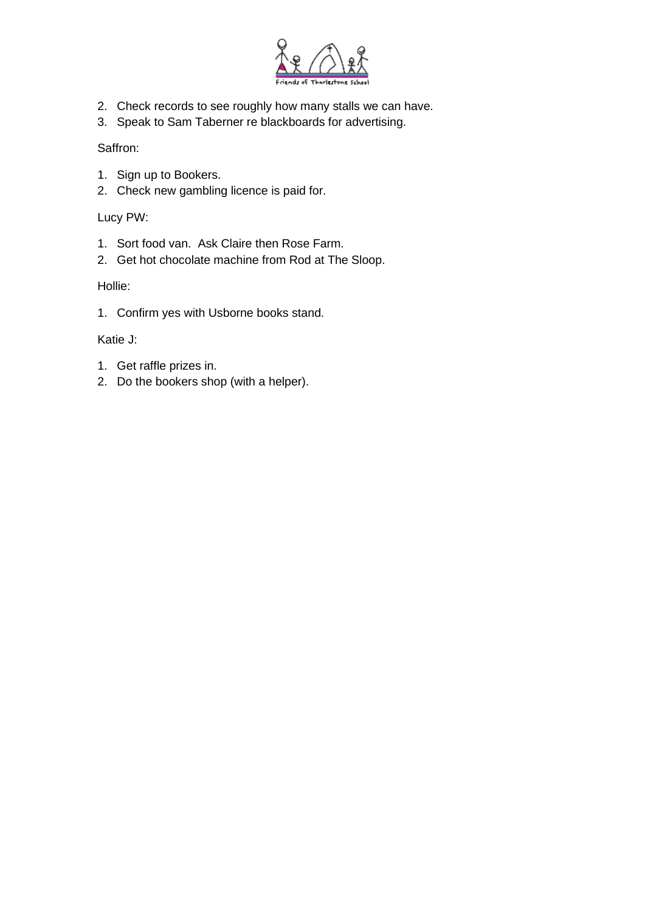2. Check records to see roughly how many stalls we can have.
3. Speak to Sam Taberner re blackboards for advertising.

Saffron:

1. Sign up to Bookers.
2. Check new gambling licence is paid for.

Lucy PW:

1. Sort food van. Ask Claire then Rose Farm.
2. Get hot chocolate machine from Rod at The Sloop.

Hollie:

1. Confirm yes with Usborne books stand.

Katie J:

1. Get raffle prizes in.
2. Do the bookers shop (with a helper).